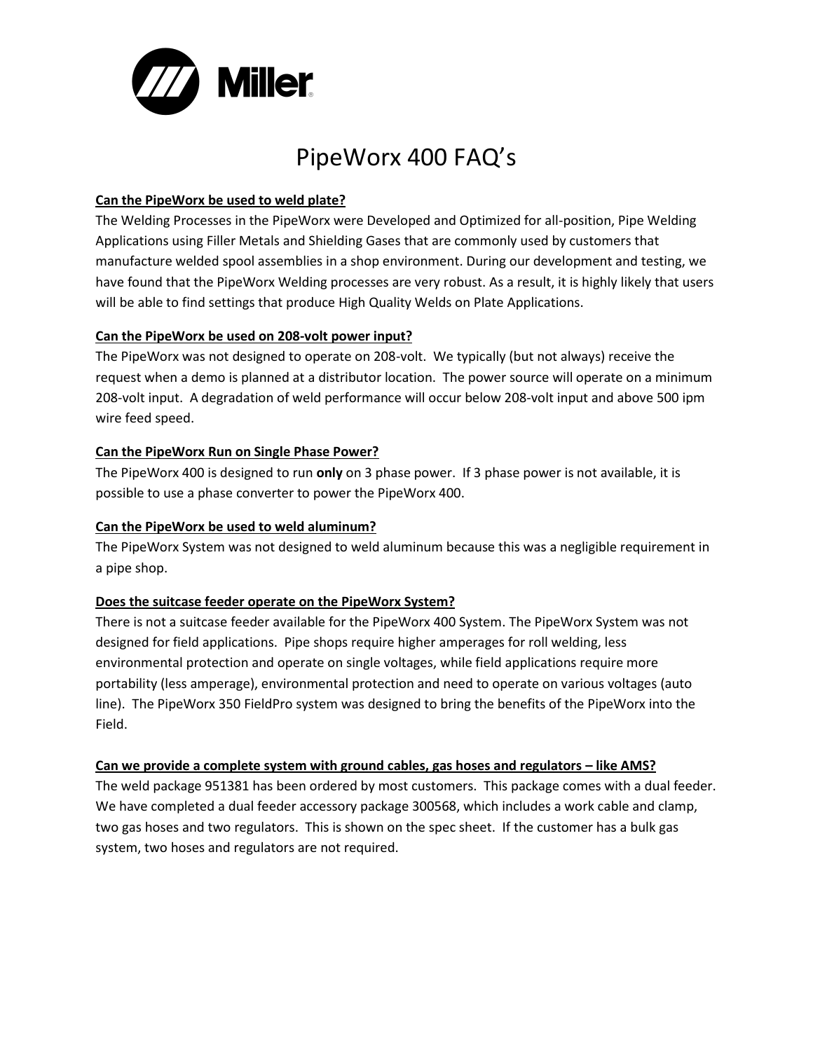# PipeWorx 400 FAQ's

**Can the PipeWorx be used to weld plate?**

The Welding Processes in the PipeWorx were Developed and Optimized for all-position, Pipe Welding Applications using Filler Metals and Shielding Gases that are commonly used by customers that manufacture welded spool assemblies in a shop environment. During our development and testing, we have found that the PipeWorx Welding processes are very robust. As a result, it is highly likely that users will be able to find settings that produce High Quality Welds on Plate Applications.

**Can the PipeWorx be used on 208-volt power input?**

The PipeWorx was not designed to operate on 208-volt. We typically (but not always) receive the request when a demo is planned at a distributor location. The power source will operate on a minimum 208-volt input. A degradation of weld performance will occur below 208-volt input and above 500 ipm wire feed speed.

**Can the PipeWorx Run on Single Phase Power?**

The PipeWorx 400 is designed to run **only** on 3 phase power. If 3 phase power is not available, it is possible to use a phase converter to power the PipeWorx 400.

**Can the PipeWorx be used to weld aluminum?**

The PipeWorx System was not designed to weld aluminum because this was a negligible requirement in a pipe shop.

**Does the suitcase feeder operate on the PipeWorx System?**

There is not a suitcase feeder available for the PipeWorx 400 System. The PipeWorx System was not designed for field applications. Pipe shops require higher amperages for roll welding, less environmental protection and operate on single voltages, while field applications require more portability (less amperage), environmental protection and need to operate on various voltages (auto line). The PipeWorx 350 FieldPro system was designed to bring the benefits of the PipeWorx into the Field.

**Can we provide a complete system with ground cables, gas hoses and regulators – like AMS?**

The weld package 951381 has been ordered by most customers. This package comes with a dual feeder. We have completed a dual feeder accessory package 300568, which includes a work cable and clamp, two gas hoses and two regulators. This is shown on the spec sheet. If the customer has a bulk gas system, two hoses and regulators are not required.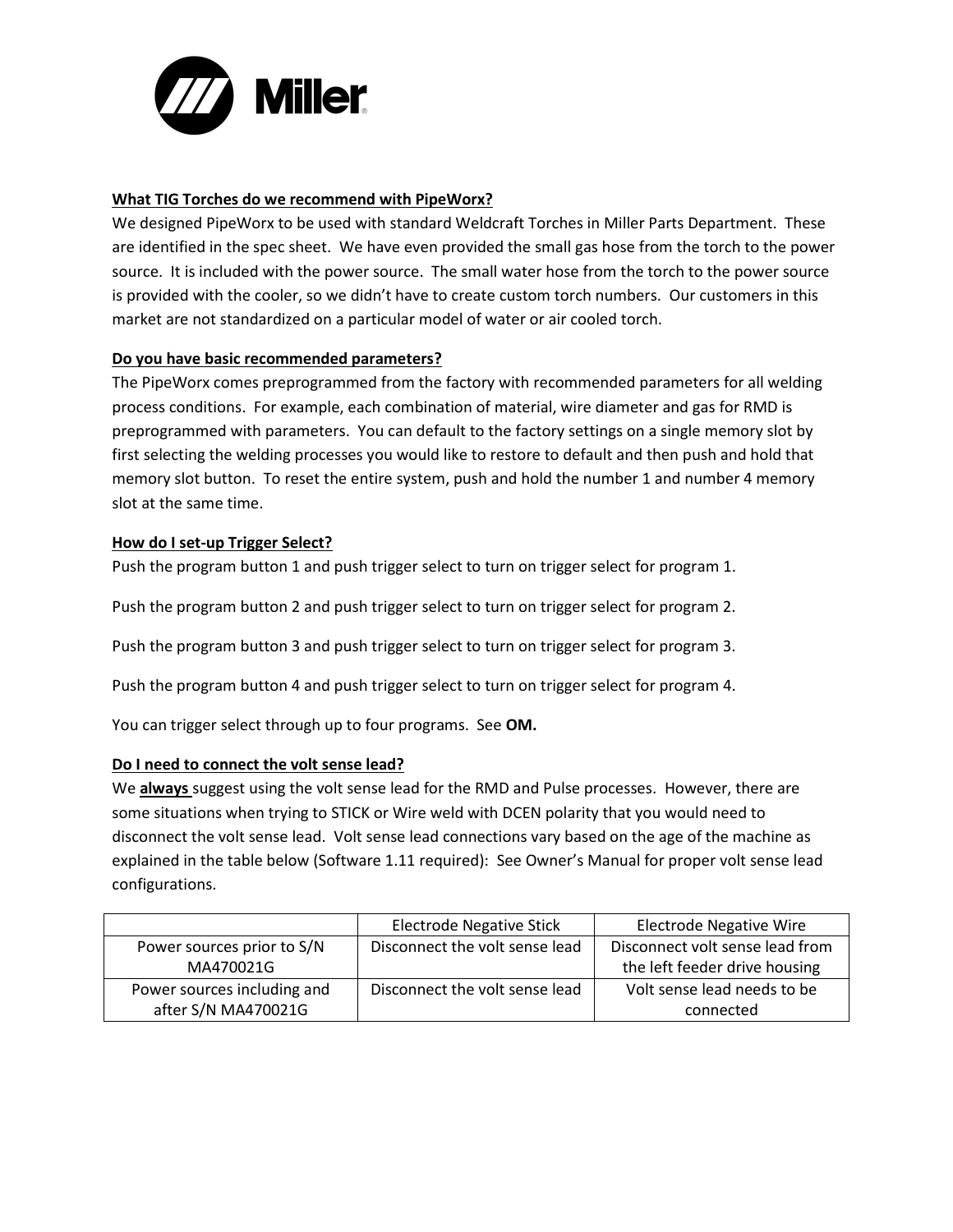**What TIG Torches do we recommend with PipeWorx?**

We designed PipeWorx to be used with standard Weldcraft Torches in Miller Parts Department. These are identified in the spec sheet. We have even provided the small gas hose from the torch to the power source. It is included with the power source. The small water hose from the torch to the power source is provided with the cooler, so we didn't have to create custom torch numbers. Our customers in this market are not standardized on a particular model of water or air cooled torch.

**Do you have basic recommended parameters?**

The PipeWorx comes preprogrammed from the factory with recommended parameters for all welding process conditions. For example, each combination of material, wire diameter and gas for RMD is preprogrammed with parameters. You can default to the factory settings on a single memory slot by first selecting the welding processes you would like to restore to default and then push and hold that memory slot button. To reset the entire system, push and hold the number 1 and number 4 memory slot at the same time.

**How do I set-up Trigger Select?**

Push the program button 1 and push trigger select to turn on trigger select for program 1.

Push the program button 2 and push trigger select to turn on trigger select for program 2.

Push the program button 3 and push trigger select to turn on trigger select for program 3.

Push the program button 4 and push trigger select to turn on trigger select for program 4.

You can trigger select through up to four programs. See **OM.**

**Do I need to connect the volt sense lead?**

We **always** suggest using the volt sense lead for the RMD and Pulse processes. However, there are some situations when trying to STICK or Wire weld with DCEN polarity that you would need to disconnect the volt sense lead. Volt sense lead connections vary based on the age of the machine as explained in the table below (Software 1.11 required): See Owner's Manual for proper volt sense lead configurations.

| | Electrode Negative Stick | Electrode Negative Wire |
|---|---|---|
| Power sources prior to S/N MA470021G | Disconnect the volt sense lead | Disconnect volt sense lead from the left feeder drive housing |
| Power sources including and after S/N MA470021G | Disconnect the volt sense lead | Volt sense lead needs to be connected |